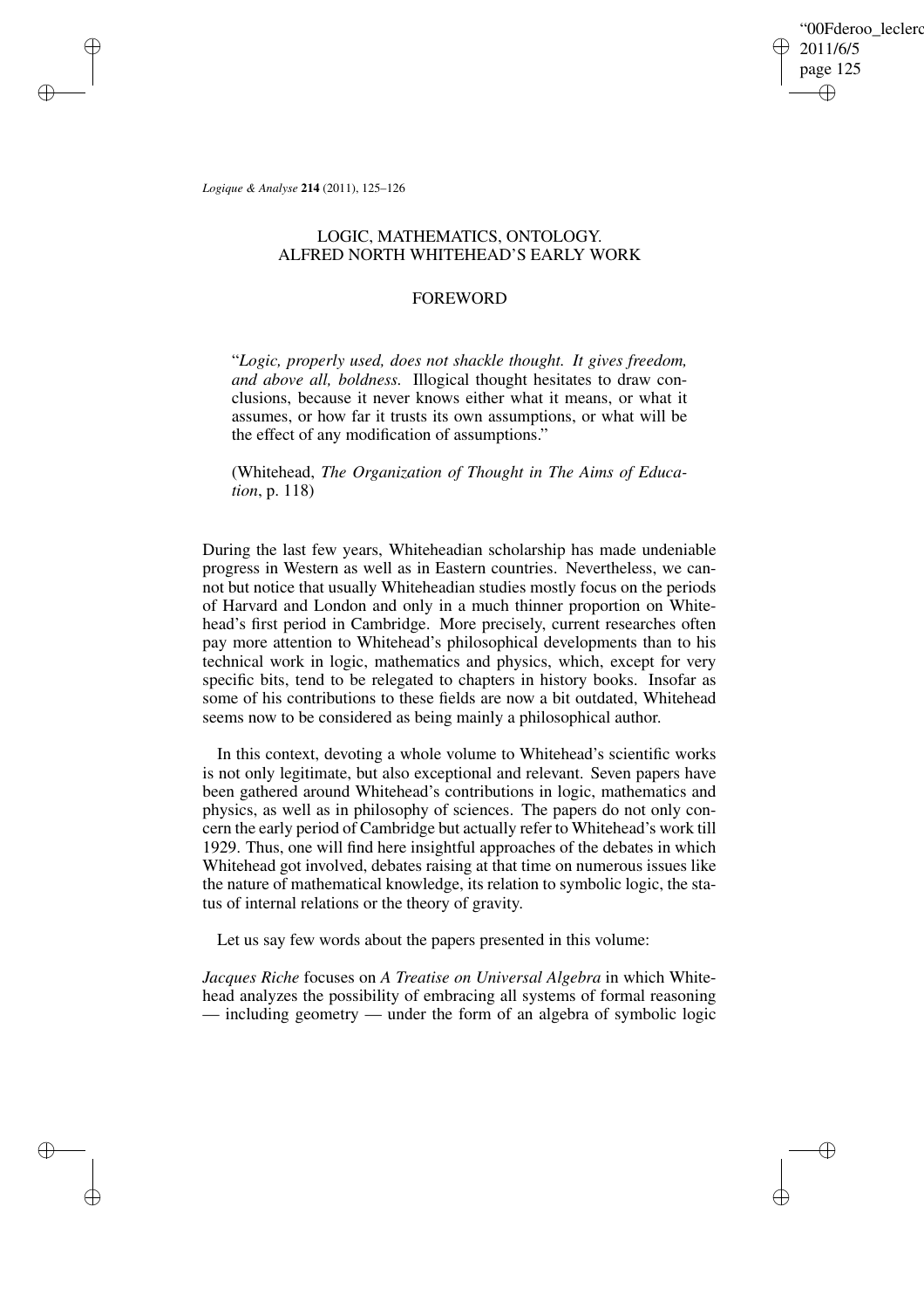# LOGIC, MATHEMATICS, ONTOLOGY. ALFRED NORTH WHITEHEAD'S EARLY WORK

## FOREWORD

> "*Logic, properly used, does not shackle thought. It gives freedom, and above all, boldness.* Illogical thought hesitates to draw conclusions, because it never knows either what it means, or what it assumes, or how far it trusts its own assumptions, or what will be the effect of any modification of assumptions."
>
> (Whitehead, *The Organization of Thought in The Aims of Education*, p. 118)

During the last few years, Whiteheadian scholarship has made undeniable progress in Western as well as in Eastern countries. Nevertheless, we cannot but notice that usually Whiteheadian studies mostly focus on the periods of Harvard and London and only in a much thinner proportion on Whitehead's first period in Cambridge. More precisely, current researches often pay more attention to Whitehead's philosophical developments than to his technical work in logic, mathematics and physics, which, except for very specific bits, tend to be relegated to chapters in history books. Insofar as some of his contributions to these fields are now a bit outdated, Whitehead seems now to be considered as being mainly a philosophical author.

In this context, devoting a whole volume to Whitehead's scientific works is not only legitimate, but also exceptional and relevant. Seven papers have been gathered around Whitehead's contributions in logic, mathematics and physics, as well as in philosophy of sciences. The papers do not only concern the early period of Cambridge but actually refer to Whitehead's work till 1929. Thus, one will find here insightful approaches of the debates in which Whitehead got involved, debates raising at that time on numerous issues like the nature of mathematical knowledge, its relation to symbolic logic, the status of internal relations or the theory of gravity.

Let us say few words about the papers presented in this volume:

*Jacques Riche* focuses on *A Treatise on Universal Algebra* in which Whitehead analyzes the possibility of embracing all systems of formal reasoning — including geometry — under the form of an algebra of symbolic logic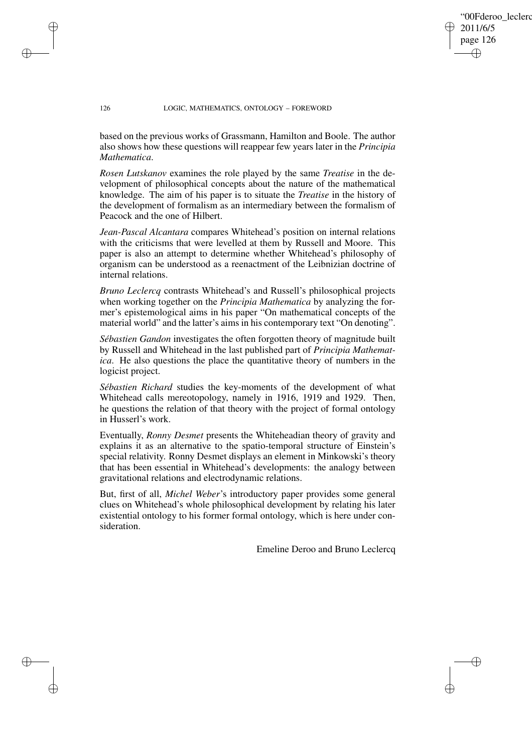based on the previous works of Grassmann, Hamilton and Boole. The author also shows how these questions will reappear few years later in the *Principia Mathematica*.

*Rosen Lutskanov* examines the role played by the same *Treatise* in the development of philosophical concepts about the nature of the mathematical knowledge. The aim of his paper is to situate the *Treatise* in the history of the development of formalism as an intermediary between the formalism of Peacock and the one of Hilbert.

*Jean-Pascal Alcantara* compares Whitehead's position on internal relations with the criticisms that were levelled at them by Russell and Moore. This paper is also an attempt to determine whether Whitehead's philosophy of organism can be understood as a reenactment of the Leibnizian doctrine of internal relations.

*Bruno Leclercq* contrasts Whitehead's and Russell's philosophical projects when working together on the *Principia Mathematica* by analyzing the former's epistemological aims in his paper "On mathematical concepts of the material world" and the latter's aims in his contemporary text "On denoting".

*Sébastien Gandon* investigates the often forgotten theory of magnitude built by Russell and Whitehead in the last published part of *Principia Mathematica*. He also questions the place the quantitative theory of numbers in the logicist project.

*Sébastien Richard* studies the key-moments of the development of what Whitehead calls mereotopology, namely in 1916, 1919 and 1929. Then, he questions the relation of that theory with the project of formal ontology in Husserl's work.

Eventually, *Ronny Desmet* presents the Whiteheadian theory of gravity and explains it as an alternative to the spatio-temporal structure of Einstein's special relativity. Ronny Desmet displays an element in Minkowski's theory that has been essential in Whitehead's developments: the analogy between gravitational relations and electrodynamic relations.

But, first of all, *Michel Weber*'s introductory paper provides some general clues on Whitehead's whole philosophical development by relating his later existential ontology to his former formal ontology, which is here under consideration.

Emeline Deroo and Bruno Leclercq